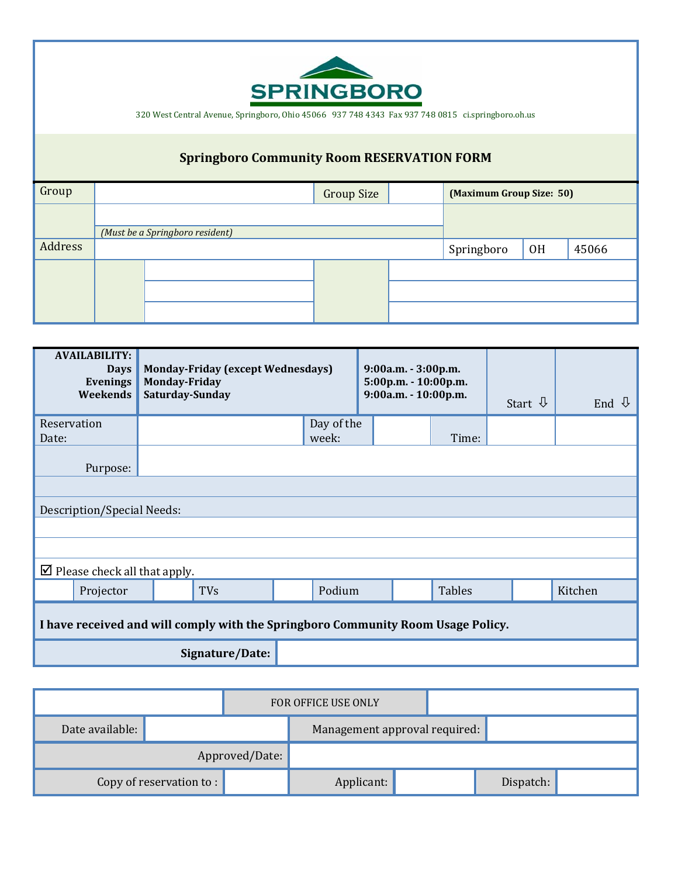SPRINGBORO

320 West Central Avenue, Springboro, Ohio 45066   937 748 4343   Fax 937 748 0815   ci.springboro.oh.us

## Springboro Community Room RESERVATION FORM

| Group | | Group Size | | **(Maximum Group Size: 50)** | | |
|---|---|---|---|---|---|---|
| | *(Must be a Springboro resident)* | | | | | |
| Address | | | | Springboro | OH | 45066 |
| | | | | | | |
| | | | | | | |
| | | | | | | |

| **AVAILABILITY:** | | | Start ⇩ | End ⇩ |
|---|---|---|---|---|
| **Days** | **Monday-Friday (except Wednesdays)** | **9:00a.m. - 3:00p.m.** | | |
| **Evenings** | **Monday-Friday** | **5:00p.m. - 10:00p.m.** | | |
| **Weekends** | **Saturday-Sunday** | **9:00a.m. - 10:00p.m.** | | |

| Reservation Date: | | Day of the week: | | Time: | | |
|---|---|---|---|---|---|---|
| Purpose: | | | | | | |

Description/Special Needs:

☑ Please check all that apply.

| | Projector | | TVs | | Podium | | Tables | | Kitchen |
|---|---|---|---|---|---|---|---|---|---|

**I have received and will comply with the Springboro Community Room Usage Policy.**

| **Signature/Date:** | |
|---|---|

| | FOR OFFICE USE ONLY | | | | |
|---|---|---|---|---|---|
| Date available: | | Management approval required: | | | |
| Approved/Date: | | | | | |
| Copy of reservation to : | | Applicant: | | Dispatch: | |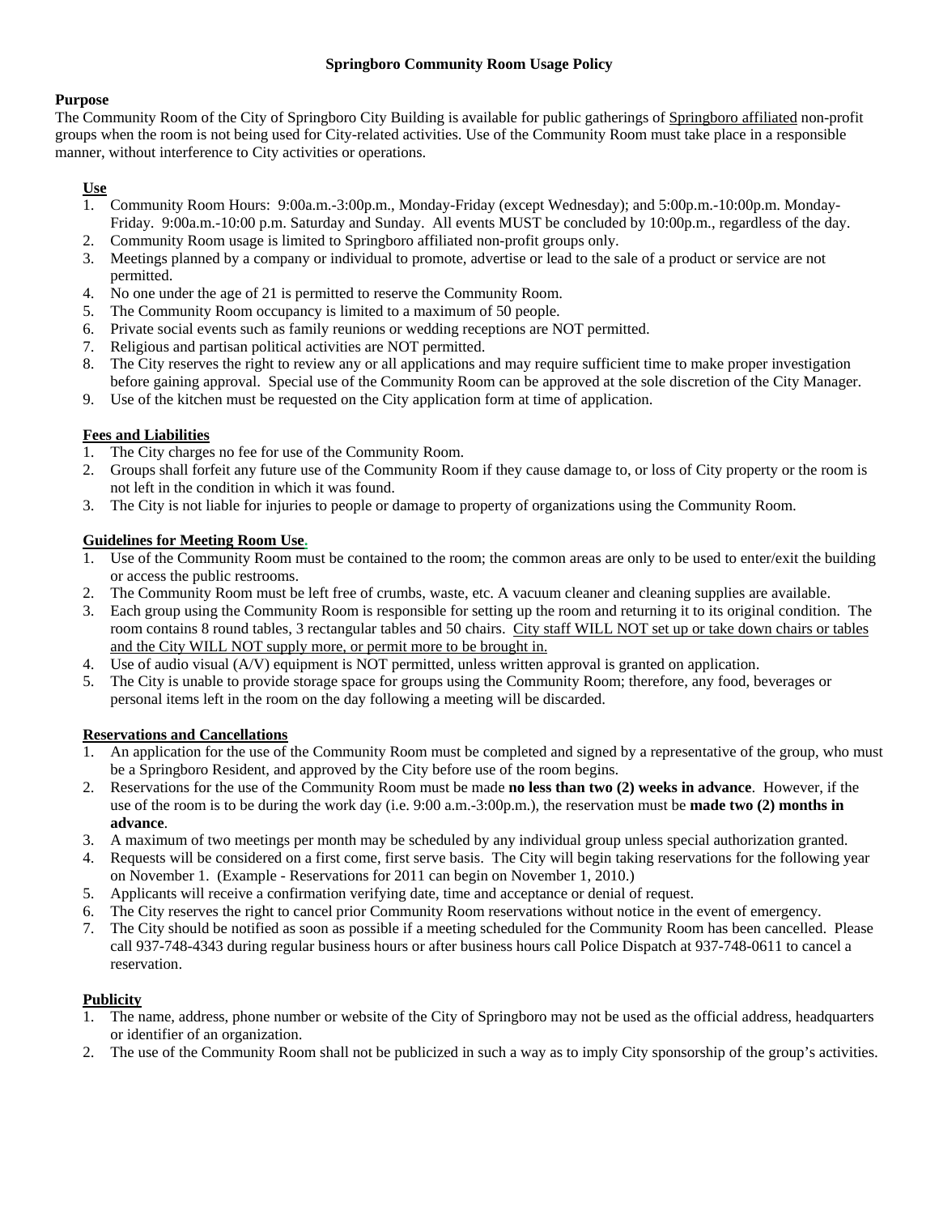# Springboro Community Room Usage Policy

## Purpose

The Community Room of the City of Springboro City Building is available for public gatherings of Springboro affiliated non-profit groups when the room is not being used for City-related activities. Use of the Community Room must take place in a responsible manner, without interference to City activities or operations.

### Use

1. Community Room Hours: 9:00a.m.-3:00p.m., Monday-Friday (except Wednesday); and 5:00p.m.-10:00p.m. Monday-Friday. 9:00a.m.-10:00 p.m. Saturday and Sunday. All events MUST be concluded by 10:00p.m., regardless of the day.
2. Community Room usage is limited to Springboro affiliated non-profit groups only.
3. Meetings planned by a company or individual to promote, advertise or lead to the sale of a product or service are not permitted.
4. No one under the age of 21 is permitted to reserve the Community Room.
5. The Community Room occupancy is limited to a maximum of 50 people.
6. Private social events such as family reunions or wedding receptions are NOT permitted.
7. Religious and partisan political activities are NOT permitted.
8. The City reserves the right to review any or all applications and may require sufficient time to make proper investigation before gaining approval. Special use of the Community Room can be approved at the sole discretion of the City Manager.
9. Use of the kitchen must be requested on the City application form at time of application.

### Fees and Liabilities

1. The City charges no fee for use of the Community Room.
2. Groups shall forfeit any future use of the Community Room if they cause damage to, or loss of City property or the room is not left in the condition in which it was found.
3. The City is not liable for injuries to people or damage to property of organizations using the Community Room.

### Guidelines for Meeting Room Use.

1. Use of the Community Room must be contained to the room; the common areas are only to be used to enter/exit the building or access the public restrooms.
2. The Community Room must be left free of crumbs, waste, etc. A vacuum cleaner and cleaning supplies are available.
3. Each group using the Community Room is responsible for setting up the room and returning it to its original condition. The room contains 8 round tables, 3 rectangular tables and 50 chairs. City staff WILL NOT set up or take down chairs or tables and the City WILL NOT supply more, or permit more to be brought in.
4. Use of audio visual (A/V) equipment is NOT permitted, unless written approval is granted on application.
5. The City is unable to provide storage space for groups using the Community Room; therefore, any food, beverages or personal items left in the room on the day following a meeting will be discarded.

### Reservations and Cancellations

1. An application for the use of the Community Room must be completed and signed by a representative of the group, who must be a Springboro Resident, and approved by the City before use of the room begins.
2. Reservations for the use of the Community Room must be made **no less than two (2) weeks in advance**. However, if the use of the room is to be during the work day (i.e. 9:00 a.m.-3:00p.m.), the reservation must be **made two (2) months in advance**.
3. A maximum of two meetings per month may be scheduled by any individual group unless special authorization granted.
4. Requests will be considered on a first come, first serve basis. The City will begin taking reservations for the following year on November 1. (Example - Reservations for 2011 can begin on November 1, 2010.)
5. Applicants will receive a confirmation verifying date, time and acceptance or denial of request.
6. The City reserves the right to cancel prior Community Room reservations without notice in the event of emergency.
7. The City should be notified as soon as possible if a meeting scheduled for the Community Room has been cancelled. Please call 937-748-4343 during regular business hours or after business hours call Police Dispatch at 937-748-0611 to cancel a reservation.

### Publicity

1. The name, address, phone number or website of the City of Springboro may not be used as the official address, headquarters or identifier of an organization.
2. The use of the Community Room shall not be publicized in such a way as to imply City sponsorship of the group's activities.